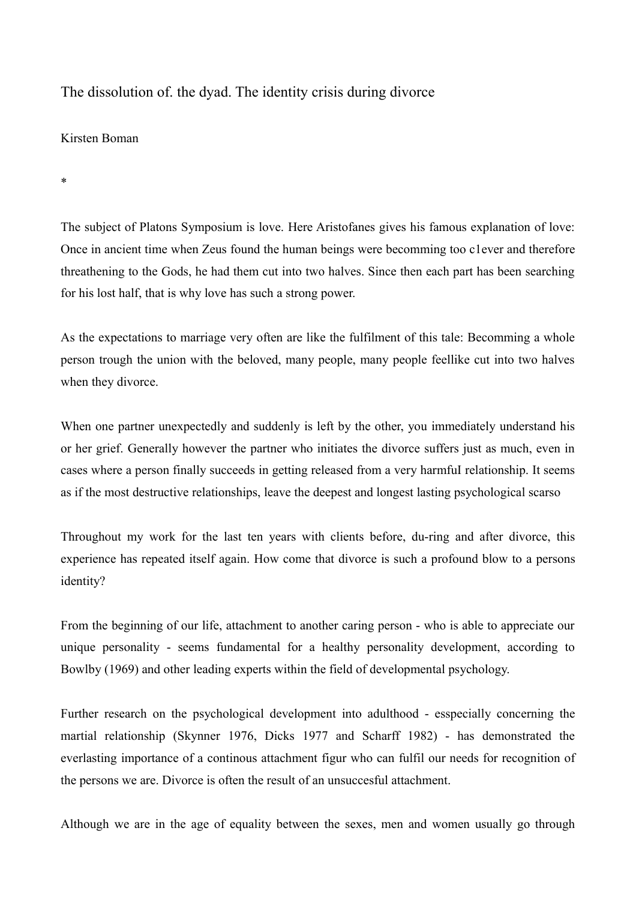# The dissolution of. the dyad. The identity crisis during divorce

Kirsten Boman

*

The subject of Platons Symposium is love. Here Aristofanes gives his famous explanation of love: Once in ancient time when Zeus found the human beings were becomming too c1ever and therefore threathening to the Gods, he had them cut into two halves. Since then each part has been searching for his lost half, that is why love has such a strong power.

As the expectations to marriage very often are like the fulfilment of this tale: Becomming a whole person trough the union with the beloved, many people, many people feellike cut into two halves when they divorce.

When one partner unexpectedly and suddenly is left by the other, you immediately understand his or her grief. Generally however the partner who initiates the divorce suffers just as much, even in cases where a person finally succeeds in getting released from a very harmfuI relationship. It seems as if the most destructive relationships, leave the deepest and longest lasting psychological scarso

Throughout my work for the last ten years with clients before, du-ring and after divorce, this experience has repeated itself again. How come that divorce is such a profound blow to a persons identity?

From the beginning of our life, attachment to another caring person - who is able to appreciate our unique personality - seems fundamental for a healthy personality development, according to Bowlby (1969) and other leading experts within the field of developmental psychology.

Further research on the psychological development into adulthood - esspecially concerning the martial relationship (Skynner 1976, Dicks 1977 and Scharff 1982) - has demonstrated the everlasting importance of a continous attachment figur who can fulfil our needs for recognition of the persons we are. Divorce is often the result of an unsuccesful attachment.

Although we are in the age of equality between the sexes, men and women usually go through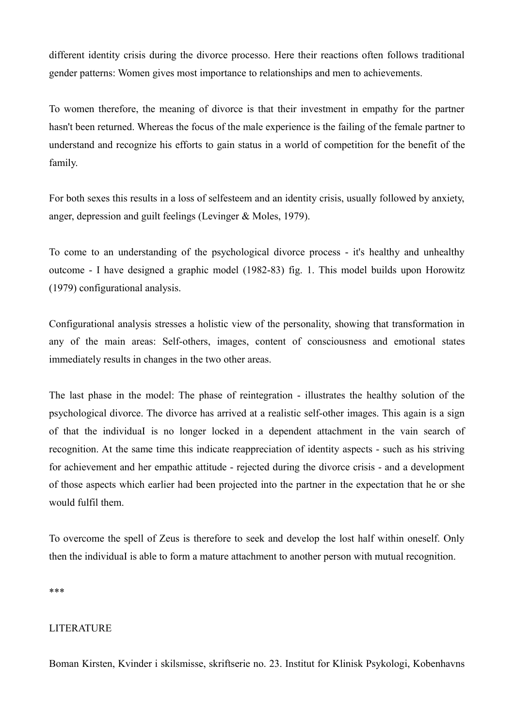different identity crisis during the divorce processo. Here their reactions often follows traditional gender patterns: Women gives most importance to relationships and men to achievements.

To women therefore, the meaning of divorce is that their investment in empathy for the partner hasn't been returned. Whereas the focus of the male experience is the failing of the female partner to understand and recognize his efforts to gain status in a world of competition for the benefit of the family.

For both sexes this results in a loss of selfesteem and an identity crisis, usually followed by anxiety, anger, depression and guilt feelings (Levinger & Moles, 1979).

To come to an understanding of the psychological divorce process - it's healthy and unhealthy outcome - I have designed a graphic model (1982-83) fig. 1. This model builds upon Horowitz (1979) configurational analysis.

Configurational analysis stresses a holistic view of the personality, showing that transformation in any of the main areas: Self-others, images, content of consciousness and emotional states immediately results in changes in the two other areas.

The last phase in the model: The phase of reintegration - illustrates the healthy solution of the psychological divorce. The divorce has arrived at a realistic self-other images. This again is a sign of that the individuaI is no longer locked in a dependent attachment in the vain search of recognition. At the same time this indicate reappreciation of identity aspects - such as his striving for achievement and her empathic attitude - rejected during the divorce crisis - and a development of those aspects which earlier had been projected into the partner in the expectation that he or she would fulfil them.

To overcome the spell of Zeus is therefore to seek and develop the lost half within oneself. Only then the individuaI is able to form a mature attachment to another person with mutual recognition.

***

LITERATURE

Boman Kirsten, Kvinder i skilsmisse, skriftserie no. 23. Institut for Klinisk Psykologi, Kobenhavns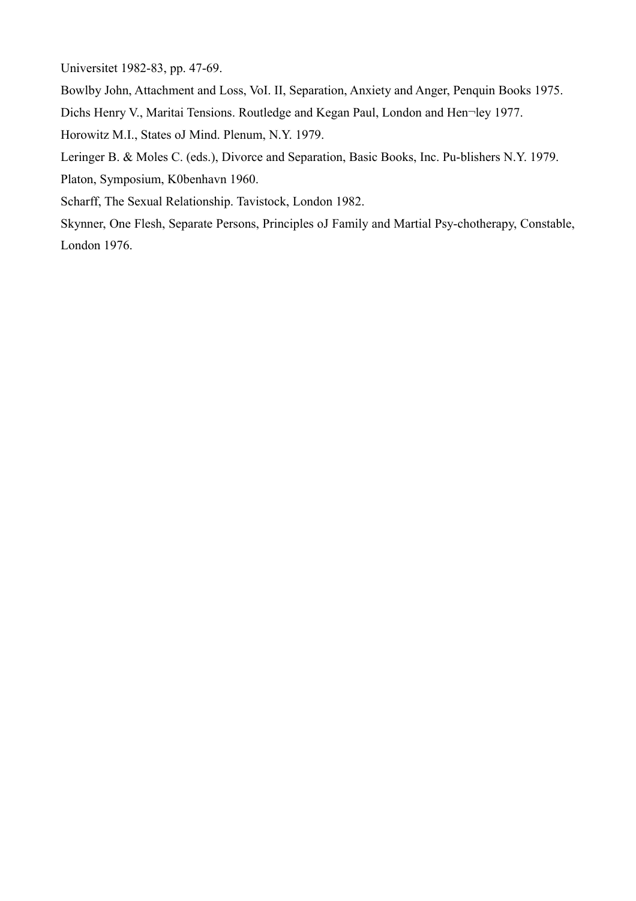Universitet 1982-83, pp. 47-69.

Bowlby John, Attachment and Loss, VoI. II, Separation, Anxiety and Anger, Penquin Books 1975.

Dichs Henry V., Maritai Tensions. Routledge and Kegan Paul, London and Hen¬ley 1977.

Horowitz M.I., States oJ Mind. Plenum, N.Y. 1979.

Leringer B. & Moles C. (eds.), Divorce and Separation, Basic Books, Inc. Pu-blishers N.Y. 1979.

Platon, Symposium, K0benhavn 1960.

Scharff, The Sexual Relationship. Tavistock, London 1982.

Skynner, One Flesh, Separate Persons, Principles oJ Family and Martial Psy-chotherapy, Constable, London 1976.